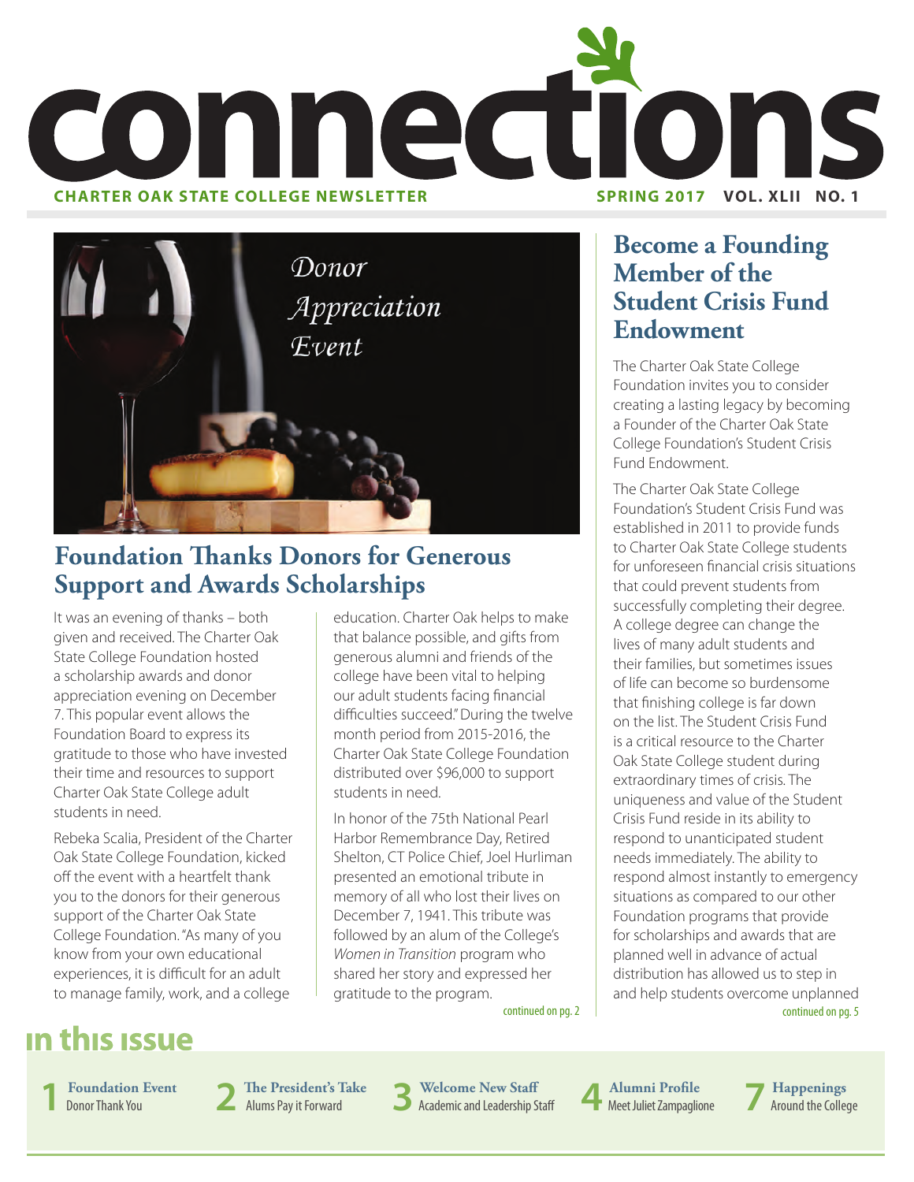# connections

**CHARTER OAK STATE COLLEGE NEWSLETTER** **SPRING 2017 VOL. XLII NO. 1**

*Donor Appreciation Event*

## Foundation Thanks Donors for Generous Support and Awards Scholarships

It was an evening of thanks – both given and received. The Charter Oak State College Foundation hosted a scholarship awards and donor appreciation evening on December 7. This popular event allows the Foundation Board to express its gratitude to those who have invested their time and resources to support Charter Oak State College adult students in need.

Rebeka Scalia, President of the Charter Oak State College Foundation, kicked off the event with a heartfelt thank you to the donors for their generous support of the Charter Oak State College Foundation. "As many of you know from your own educational experiences, it is difficult for an adult to manage family, work, and a college education. Charter Oak helps to make that balance possible, and gifts from generous alumni and friends of the college have been vital to helping our adult students facing financial difficulties succeed." During the twelve month period from 2015-2016, the Charter Oak State College Foundation distributed over $96,000 to support students in need.

In honor of the 75th National Pearl Harbor Remembrance Day, Retired Shelton, CT Police Chief, Joel Hurliman presented an emotional tribute in memory of all who lost their lives on December 7, 1941. This tribute was followed by an alum of the College's *Women in Transition* program who shared her story and expressed her gratitude to the program.

continued on pg. 2

## Become a Founding Member of the Student Crisis Fund Endowment

The Charter Oak State College Foundation invites you to consider creating a lasting legacy by becoming a Founder of the Charter Oak State College Foundation's Student Crisis Fund Endowment.

The Charter Oak State College Foundation's Student Crisis Fund was established in 2011 to provide funds to Charter Oak State College students for unforeseen financial crisis situations that could prevent students from successfully completing their degree. A college degree can change the lives of many adult students and their families, but sometimes issues of life can become so burdensome that finishing college is far down on the list. The Student Crisis Fund is a critical resource to the Charter Oak State College student during extraordinary times of crisis. The uniqueness and value of the Student Crisis Fund reside in its ability to respond to unanticipated student needs immediately. The ability to respond almost instantly to emergency situations as compared to our other Foundation programs that provide for scholarships and awards that are planned well in advance of actual distribution has allowed us to step in and help students overcome unplanned

continued on pg. 5

## in this issue

**1** **Foundation Event** Donor Thank You

**2** **The President's Take** Alums Pay it Forward

**3** **Welcome New Staff** Academic and Leadership Staff

**4** **Alumni Profile** Meet Juliet Zampaglione

**7** **Happenings** Around the College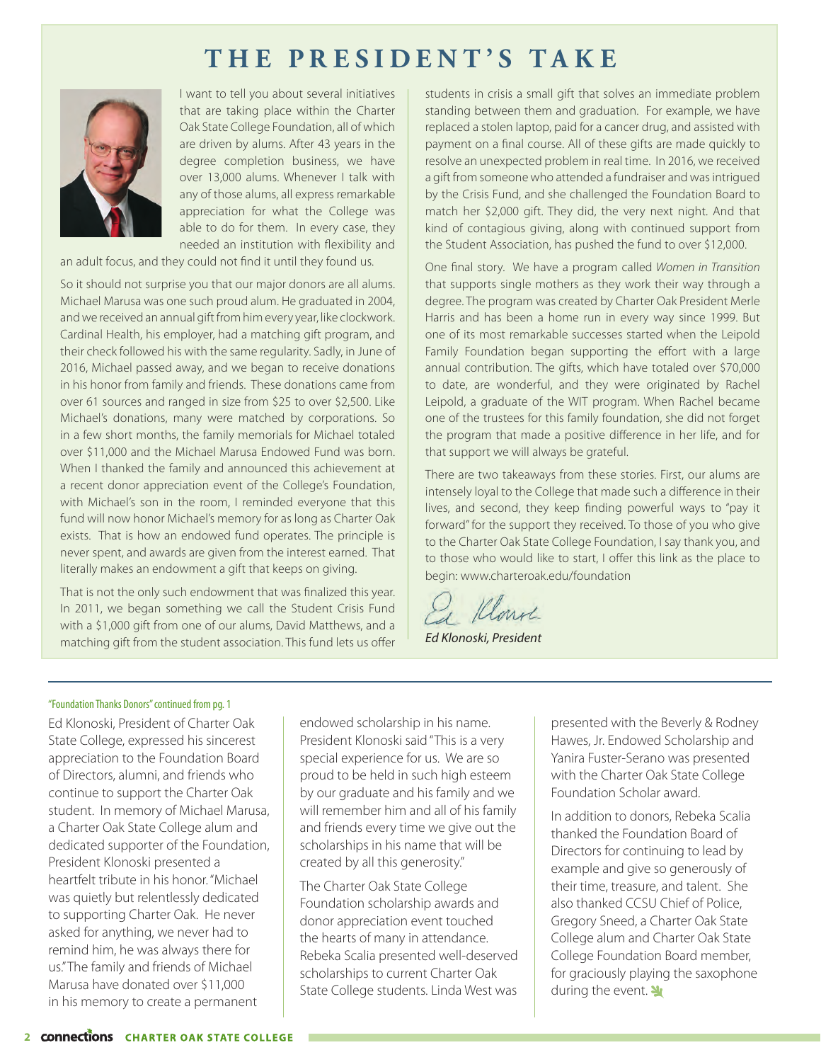# THE PRESIDENT'S TAKE

I want to tell you about several initiatives that are taking place within the Charter Oak State College Foundation, all of which are driven by alums. After 43 years in the degree completion business, we have over 13,000 alums. Whenever I talk with any of those alums, all express remarkable appreciation for what the College was able to do for them. In every case, they needed an institution with flexibility and an adult focus, and they could not find it until they found us.

So it should not surprise you that our major donors are all alums. Michael Marusa was one such proud alum. He graduated in 2004, and we received an annual gift from him every year, like clockwork. Cardinal Health, his employer, had a matching gift program, and their check followed his with the same regularity. Sadly, in June of 2016, Michael passed away, and we began to receive donations in his honor from family and friends. These donations came from over 61 sources and ranged in size from $25 to over $2,500. Like Michael's donations, many were matched by corporations. So in a few short months, the family memorials for Michael totaled over $11,000 and the Michael Marusa Endowed Fund was born. When I thanked the family and announced this achievement at a recent donor appreciation event of the College's Foundation, with Michael's son in the room, I reminded everyone that this fund will now honor Michael's memory for as long as Charter Oak exists. That is how an endowed fund operates. The principle is never spent, and awards are given from the interest earned. That literally makes an endowment a gift that keeps on giving.

That is not the only such endowment that was finalized this year. In 2011, we began something we call the Student Crisis Fund with a $1,000 gift from one of our alums, David Matthews, and a matching gift from the student association. This fund lets us offer students in crisis a small gift that solves an immediate problem standing between them and graduation. For example, we have replaced a stolen laptop, paid for a cancer drug, and assisted with payment on a final course. All of these gifts are made quickly to resolve an unexpected problem in real time. In 2016, we received a gift from someone who attended a fundraiser and was intrigued by the Crisis Fund, and she challenged the Foundation Board to match her $2,000 gift. They did, the very next night. And that kind of contagious giving, along with continued support from the Student Association, has pushed the fund to over $12,000.

One final story. We have a program called *Women in Transition* that supports single mothers as they work their way through a degree. The program was created by Charter Oak President Merle Harris and has been a home run in every way since 1999. But one of its most remarkable successes started when the Leipold Family Foundation began supporting the effort with a large annual contribution. The gifts, which have totaled over $70,000 to date, are wonderful, and they were originated by Rachel Leipold, a graduate of the WIT program. When Rachel became one of the trustees for this family foundation, she did not forget the program that made a positive difference in her life, and for that support we will always be grateful.

There are two takeaways from these stories. First, our alums are intensely loyal to the College that made such a difference in their lives, and second, they keep finding powerful ways to "pay it forward" for the support they received. To those of you who give to the Charter Oak State College Foundation, I say thank you, and to those who would like to start, I offer this link as the place to begin: www.charteroak.edu/foundation

*Ed Klonoski, President*

---

"Foundation Thanks Donors" continued from pg. 1

Ed Klonoski, President of Charter Oak State College, expressed his sincerest appreciation to the Foundation Board of Directors, alumni, and friends who continue to support the Charter Oak student. In memory of Michael Marusa, a Charter Oak State College alum and dedicated supporter of the Foundation, President Klonoski presented a heartfelt tribute in his honor. "Michael was quietly but relentlessly dedicated to supporting Charter Oak. He never asked for anything, we never had to remind him, he was always there for us." The family and friends of Michael Marusa have donated over $11,000 in his memory to create a permanent endowed scholarship in his name. President Klonoski said "This is a very special experience for us. We are so proud to be held in such high esteem by our graduate and his family and we will remember him and all of his family and friends every time we give out the scholarships in his name that will be created by all this generosity."

The Charter Oak State College Foundation scholarship awards and donor appreciation event touched the hearts of many in attendance. Rebeka Scalia presented well-deserved scholarships to current Charter Oak State College students. Linda West was presented with the Beverly & Rodney Hawes, Jr. Endowed Scholarship and Yanira Fuster-Serano was presented with the Charter Oak State College Foundation Scholar award.

In addition to donors, Rebeka Scalia thanked the Foundation Board of Directors for continuing to lead by example and give so generously of their time, treasure, and talent. She also thanked CCSU Chief of Police, Gregory Sneed, a Charter Oak State College alum and Charter Oak State College Foundation Board member, for graciously playing the saxophone during the event.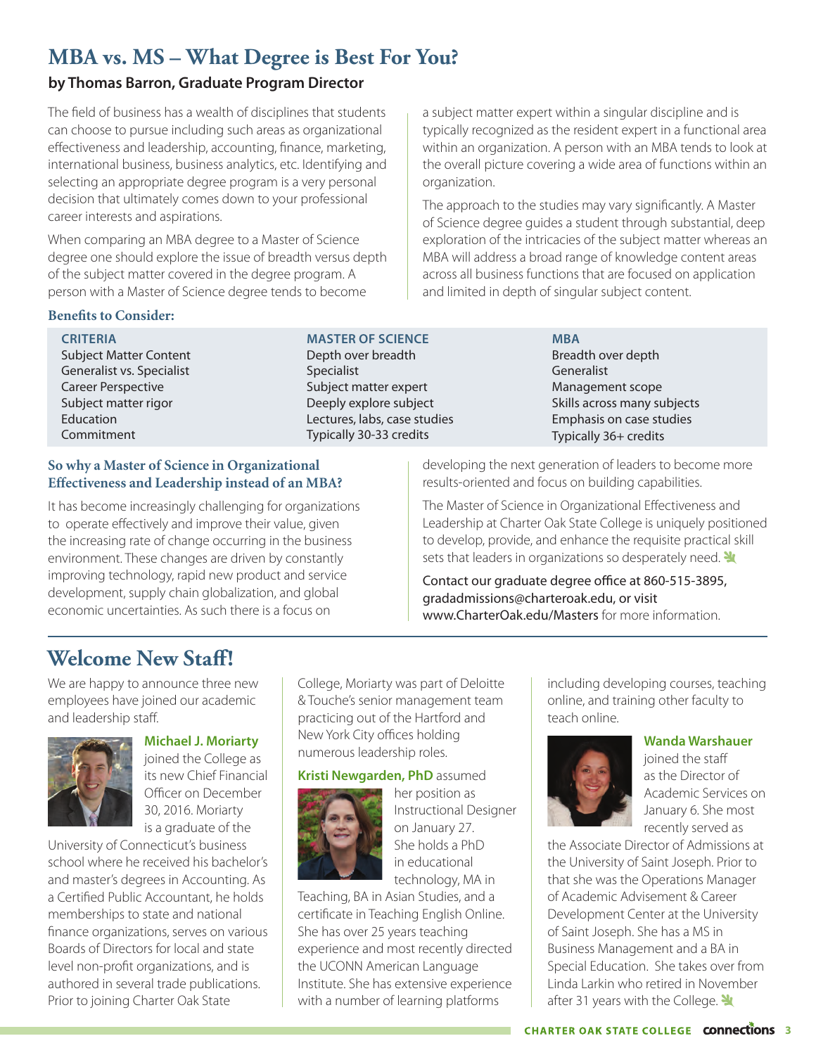# MBA vs. MS – What Degree is Best For You?

**by Thomas Barron, Graduate Program Director**

The field of business has a wealth of disciplines that students can choose to pursue including such areas as organizational effectiveness and leadership, accounting, finance, marketing, international business, business analytics, etc. Identifying and selecting an appropriate degree program is a very personal decision that ultimately comes down to your professional career interests and aspirations.

When comparing an MBA degree to a Master of Science degree one should explore the issue of breadth versus depth of the subject matter covered in the degree program. A person with a Master of Science degree tends to become a subject matter expert within a singular discipline and is typically recognized as the resident expert in a functional area within an organization. A person with an MBA tends to look at the overall picture covering a wide area of functions within an organization.

The approach to the studies may vary significantly. A Master of Science degree guides a student through substantial, deep exploration of the intricacies of the subject matter whereas an MBA will address a broad range of knowledge content areas across all business functions that are focused on application and limited in depth of singular subject content.

### Benefits to Consider:

| CRITERIA | MASTER OF SCIENCE | MBA |
|---|---|---|
| Subject Matter Content | Depth over breadth | Breadth over depth |
| Generalist vs. Specialist | Specialist | Generalist |
| Career Perspective | Subject matter expert | Management scope |
| Subject matter rigor | Deeply explore subject | Skills across many subjects |
| Education | Lectures, labs, case studies | Emphasis on case studies |
| Commitment | Typically 30-33 credits | Typically 36+ credits |

### So why a Master of Science in Organizational Effectiveness and Leadership instead of an MBA?

It has become increasingly challenging for organizations to operate effectively and improve their value, given the increasing rate of change occurring in the business environment. These changes are driven by constantly improving technology, rapid new product and service development, supply chain globalization, and global economic uncertainties. As such there is a focus on developing the next generation of leaders to become more results-oriented and focus on building capabilities.

The Master of Science in Organizational Effectiveness and Leadership at Charter Oak State College is uniquely positioned to develop, provide, and enhance the requisite practical skill sets that leaders in organizations so desperately need.

Contact our graduate degree office at 860-515-3895, gradadmissions@charteroak.edu, or visit www.CharterOak.edu/Masters for more information.

# Welcome New Staff!

We are happy to announce three new employees have joined our academic and leadership staff.

**Michael J. Moriarty** joined the College as its new Chief Financial Officer on December 30, 2016. Moriarty is a graduate of the University of Connecticut's business school where he received his bachelor's and master's degrees in Accounting. As a Certified Public Accountant, he holds memberships to state and national finance organizations, serves on various Boards of Directors for local and state level non-profit organizations, and is authored in several trade publications. Prior to joining Charter Oak State College, Moriarty was part of Deloitte & Touche's senior management team practicing out of the Hartford and New York City offices holding numerous leadership roles.

**Kristi Newgarden, PhD** assumed her position as Instructional Designer on January 27. She holds a PhD in educational technology, MA in Teaching, BA in Asian Studies, and a certificate in Teaching English Online. She has over 25 years teaching experience and most recently directed the UCONN American Language Institute. She has extensive experience with a number of learning platforms including developing courses, teaching online, and training other faculty to teach online.

**Wanda Warshauer** joined the staff as the Director of Academic Services on January 6. She most recently served as the Associate Director of Admissions at the University of Saint Joseph. Prior to that she was the Operations Manager of Academic Advisement & Career Development Center at the University of Saint Joseph. She has a MS in Business Management and a BA in Special Education. She takes over from Linda Larkin who retired in November after 31 years with the College.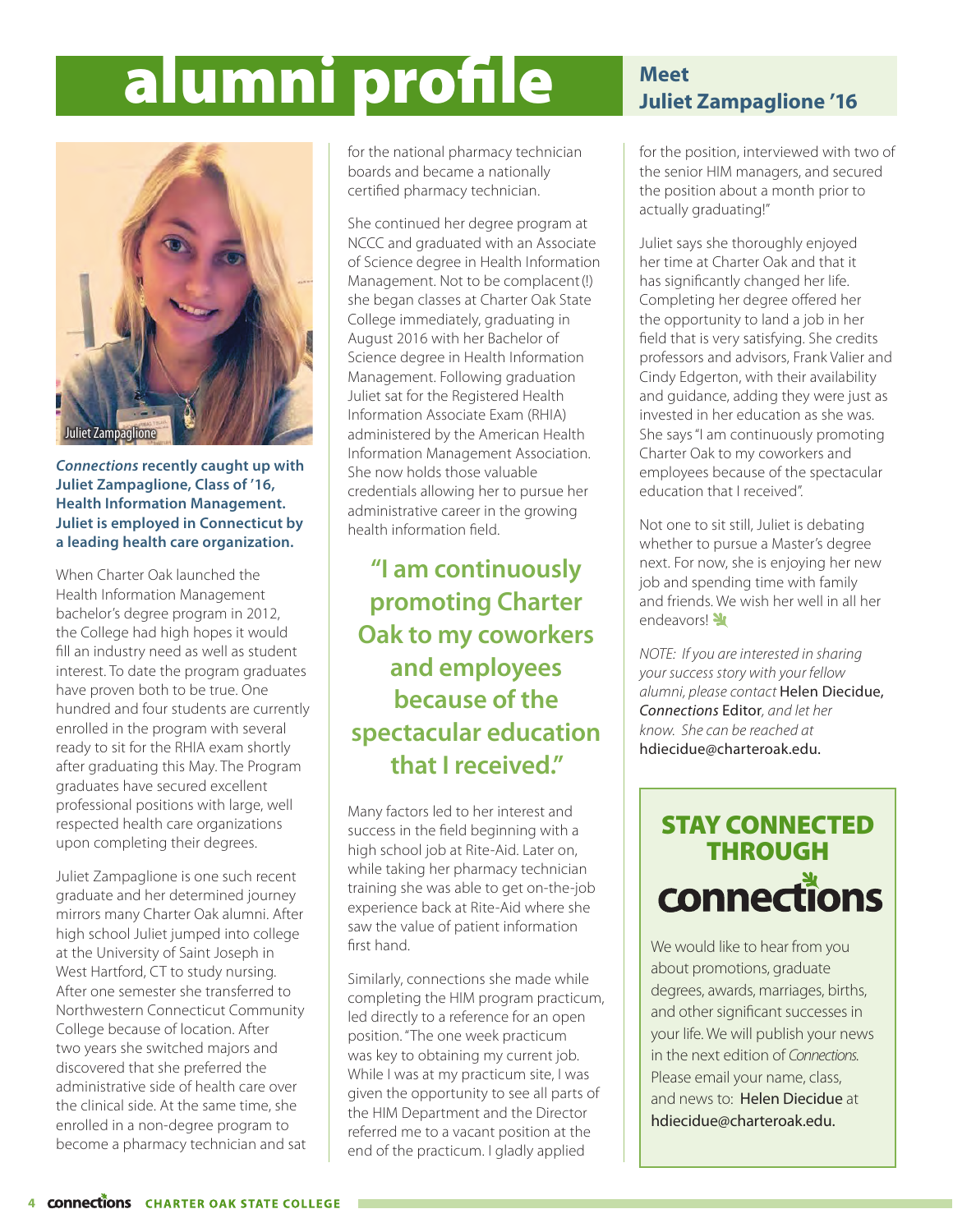# alumni profile

## Meet Juliet Zampaglione '16

Juliet Zampaglione

***Connections* recently caught up with Juliet Zampaglione, Class of '16, Health Information Management. Juliet is employed in Connecticut by a leading health care organization.**

When Charter Oak launched the Health Information Management bachelor's degree program in 2012, the College had high hopes it would fill an industry need as well as student interest. To date the program graduates have proven both to be true. One hundred and four students are currently enrolled in the program with several ready to sit for the RHIA exam shortly after graduating this May. The Program graduates have secured excellent professional positions with large, well respected health care organizations upon completing their degrees.

Juliet Zampaglione is one such recent graduate and her determined journey mirrors many Charter Oak alumni. After high school Juliet jumped into college at the University of Saint Joseph in West Hartford, CT to study nursing. After one semester she transferred to Northwestern Connecticut Community College because of location. After two years she switched majors and discovered that she preferred the administrative side of health care over the clinical side. At the same time, she enrolled in a non-degree program to become a pharmacy technician and sat for the national pharmacy technician boards and became a nationally certified pharmacy technician.

She continued her degree program at NCCC and graduated with an Associate of Science degree in Health Information Management. Not to be complacent (!) she began classes at Charter Oak State College immediately, graduating in August 2016 with her Bachelor of Science degree in Health Information Management. Following graduation Juliet sat for the Registered Health Information Associate Exam (RHIA) administered by the American Health Information Management Association. She now holds those valuable credentials allowing her to pursue her administrative career in the growing health information field.

> **"I am continuously promoting Charter Oak to my coworkers and employees because of the spectacular education that I received."**

Many factors led to her interest and success in the field beginning with a high school job at Rite-Aid. Later on, while taking her pharmacy technician training she was able to get on-the-job experience back at Rite-Aid where she saw the value of patient information first hand.

Similarly, connections she made while completing the HIM program practicum, led directly to a reference for an open position. "The one week practicum was key to obtaining my current job. While I was at my practicum site, I was given the opportunity to see all parts of the HIM Department and the Director referred me to a vacant position at the end of the practicum. I gladly applied for the position, interviewed with two of the senior HIM managers, and secured the position about a month prior to actually graduating!"

Juliet says she thoroughly enjoyed her time at Charter Oak and that it has significantly changed her life. Completing her degree offered her the opportunity to land a job in her field that is very satisfying. She credits professors and advisors, Frank Valier and Cindy Edgerton, with their availability and guidance, adding they were just as invested in her education as she was. She says "I am continuously promoting Charter Oak to my coworkers and employees because of the spectacular education that I received".

Not one to sit still, Juliet is debating whether to pursue a Master's degree next. For now, she is enjoying her new job and spending time with family and friends. We wish her well in all her endeavors!

*NOTE: If you are interested in sharing your success story with your fellow alumni, please contact* Helen Diecidue, *Connections* Editor, *and let her know. She can be reached at* hdiecidue@charteroak.edu.

### STAY CONNECTED THROUGH connections

We would like to hear from you about promotions, graduate degrees, awards, marriages, births, and other significant successes in your life. We will publish your news in the next edition of *Connections*. Please email your name, class, and news to: Helen Diecidue at hdiecidue@charteroak.edu.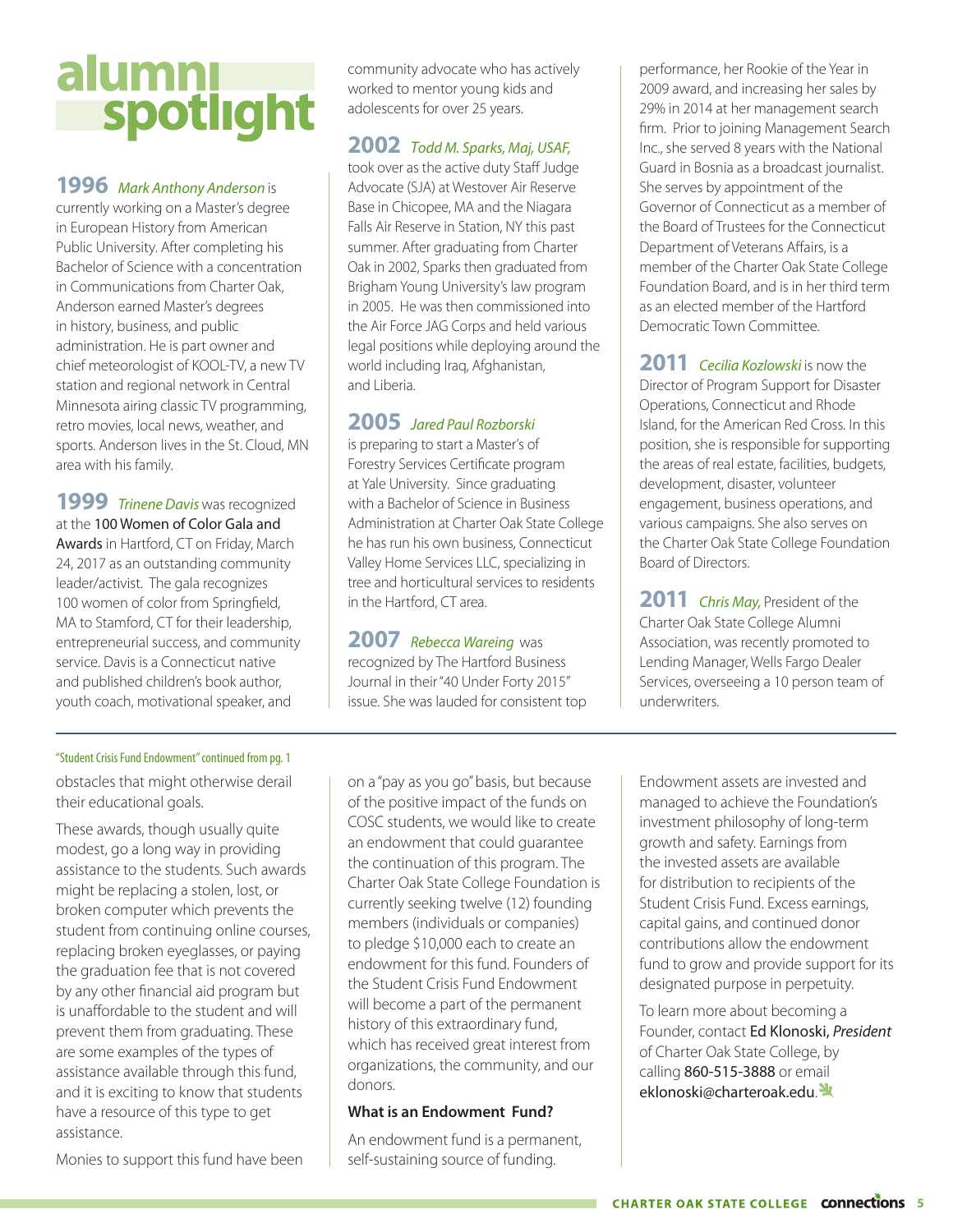# alumni spotlight

**1996** *Mark Anthony Anderson* is currently working on a Master's degree in European History from American Public University. After completing his Bachelor of Science with a concentration in Communications from Charter Oak, Anderson earned Master's degrees in history, business, and public administration. He is part owner and chief meteorologist of KOOL-TV, a new TV station and regional network in Central Minnesota airing classic TV programming, retro movies, local news, weather, and sports. Anderson lives in the St. Cloud, MN area with his family.

**1999** *Trinene Davis* was recognized at the 100 Women of Color Gala and Awards in Hartford, CT on Friday, March 24, 2017 as an outstanding community leader/activist. The gala recognizes 100 women of color from Springfield, MA to Stamford, CT for their leadership, entrepreneurial success, and community service. Davis is a Connecticut native and published children's book author, youth coach, motivational speaker, and community advocate who has actively worked to mentor young kids and adolescents for over 25 years.

**2002** *Todd M. Sparks, Maj, USAF,* took over as the active duty Staff Judge Advocate (SJA) at Westover Air Reserve Base in Chicopee, MA and the Niagara Falls Air Reserve in Station, NY this past summer. After graduating from Charter Oak in 2002, Sparks then graduated from Brigham Young University's law program in 2005. He was then commissioned into the Air Force JAG Corps and held various legal positions while deploying around the world including Iraq, Afghanistan, and Liberia.

**2005** *Jared Paul Rozborski* is preparing to start a Master's of Forestry Services Certificate program at Yale University. Since graduating with a Bachelor of Science in Business Administration at Charter Oak State College he has run his own business, Connecticut Valley Home Services LLC, specializing in tree and horticultural services to residents in the Hartford, CT area.

**2007** *Rebecca Wareing* was recognized by The Hartford Business Journal in their "40 Under Forty 2015" issue. She was lauded for consistent top performance, her Rookie of the Year in 2009 award, and increasing her sales by 29% in 2014 at her management search firm. Prior to joining Management Search Inc., she served 8 years with the National Guard in Bosnia as a broadcast journalist. She serves by appointment of the Governor of Connecticut as a member of the Board of Trustees for the Connecticut Department of Veterans Affairs, is a member of the Charter Oak State College Foundation Board, and is in her third term as an elected member of the Hartford Democratic Town Committee.

**2011** *Cecilia Kozlowski* is now the Director of Program Support for Disaster Operations, Connecticut and Rhode Island, for the American Red Cross. In this position, she is responsible for supporting the areas of real estate, facilities, budgets, development, disaster, volunteer engagement, business operations, and various campaigns. She also serves on the Charter Oak State College Foundation Board of Directors.

**2011** *Chris May,* President of the Charter Oak State College Alumni Association, was recently promoted to Lending Manager, Wells Fargo Dealer Services, overseeing a 10 person team of underwriters.

---

"Student Crisis Fund Endowment" continued from pg. 1

obstacles that might otherwise derail their educational goals.

These awards, though usually quite modest, go a long way in providing assistance to the students. Such awards might be replacing a stolen, lost, or broken computer which prevents the student from continuing online courses, replacing broken eyeglasses, or paying the graduation fee that is not covered by any other financial aid program but is unaffordable to the student and will prevent them from graduating. These are some examples of the types of assistance available through this fund, and it is exciting to know that students have a resource of this type to get assistance.

Monies to support this fund have been on a "pay as you go" basis, but because of the positive impact of the funds on COSC students, we would like to create an endowment that could guarantee the continuation of this program. The Charter Oak State College Foundation is currently seeking twelve (12) founding members (individuals or companies) to pledge $10,000 each to create an endowment for this fund. Founders of the Student Crisis Fund Endowment will become a part of the permanent history of this extraordinary fund, which has received great interest from organizations, the community, and our donors.

**What is an Endowment Fund?**

An endowment fund is a permanent, self-sustaining source of funding. Endowment assets are invested and managed to achieve the Foundation's investment philosophy of long-term growth and safety. Earnings from the invested assets are available for distribution to recipients of the Student Crisis Fund. Excess earnings, capital gains, and continued donor contributions allow the endowment fund to grow and provide support for its designated purpose in perpetuity.

To learn more about becoming a Founder, contact Ed Klonoski, *President* of Charter Oak State College, by calling 860-515-3888 or email eklonoski@charteroak.edu.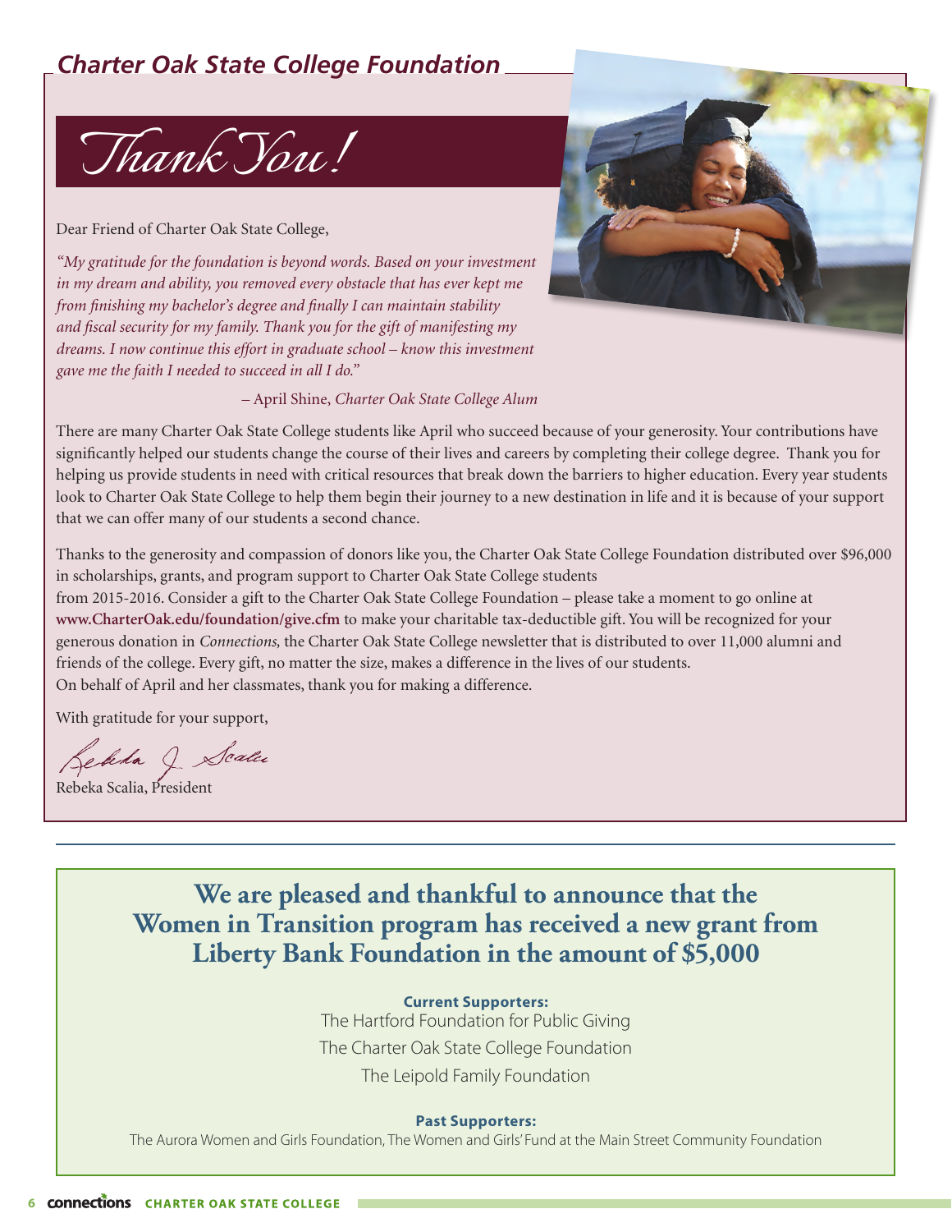## *Charter Oak State College Foundation*

# *Thank You!*

Dear Friend of Charter Oak State College,

*"My gratitude for the foundation is beyond words. Based on your investment in my dream and ability, you removed every obstacle that has ever kept me from finishing my bachelor's degree and finally I can maintain stability and fiscal security for my family. Thank you for the gift of manifesting my dreams. I now continue this effort in graduate school – know this investment gave me the faith I needed to succeed in all I do."*

– April Shine, *Charter Oak State College Alum*

There are many Charter Oak State College students like April who succeed because of your generosity. Your contributions have significantly helped our students change the course of their lives and careers by completing their college degree. Thank you for helping us provide students in need with critical resources that break down the barriers to higher education. Every year students look to Charter Oak State College to help them begin their journey to a new destination in life and it is because of your support that we can offer many of our students a second chance.

Thanks to the generosity and compassion of donors like you, the Charter Oak State College Foundation distributed over $96,000 in scholarships, grants, and program support to Charter Oak State College students from 2015-2016. Consider a gift to the Charter Oak State College Foundation – please take a moment to go online at **www.CharterOak.edu/foundation/give.cfm** to make your charitable tax-deductible gift. You will be recognized for your generous donation in *Connections*, the Charter Oak State College newsletter that is distributed to over 11,000 alumni and friends of the college. Every gift, no matter the size, makes a difference in the lives of our students. On behalf of April and her classmates, thank you for making a difference.

With gratitude for your support,

Rebeka Scalia, President

---

## We are pleased and thankful to announce that the Women in Transition program has received a new grant from Liberty Bank Foundation in the amount of $5,000

**Current Supporters:**

The Hartford Foundation for Public Giving

The Charter Oak State College Foundation

The Leipold Family Foundation

**Past Supporters:**

The Aurora Women and Girls Foundation, The Women and Girls' Fund at the Main Street Community Foundation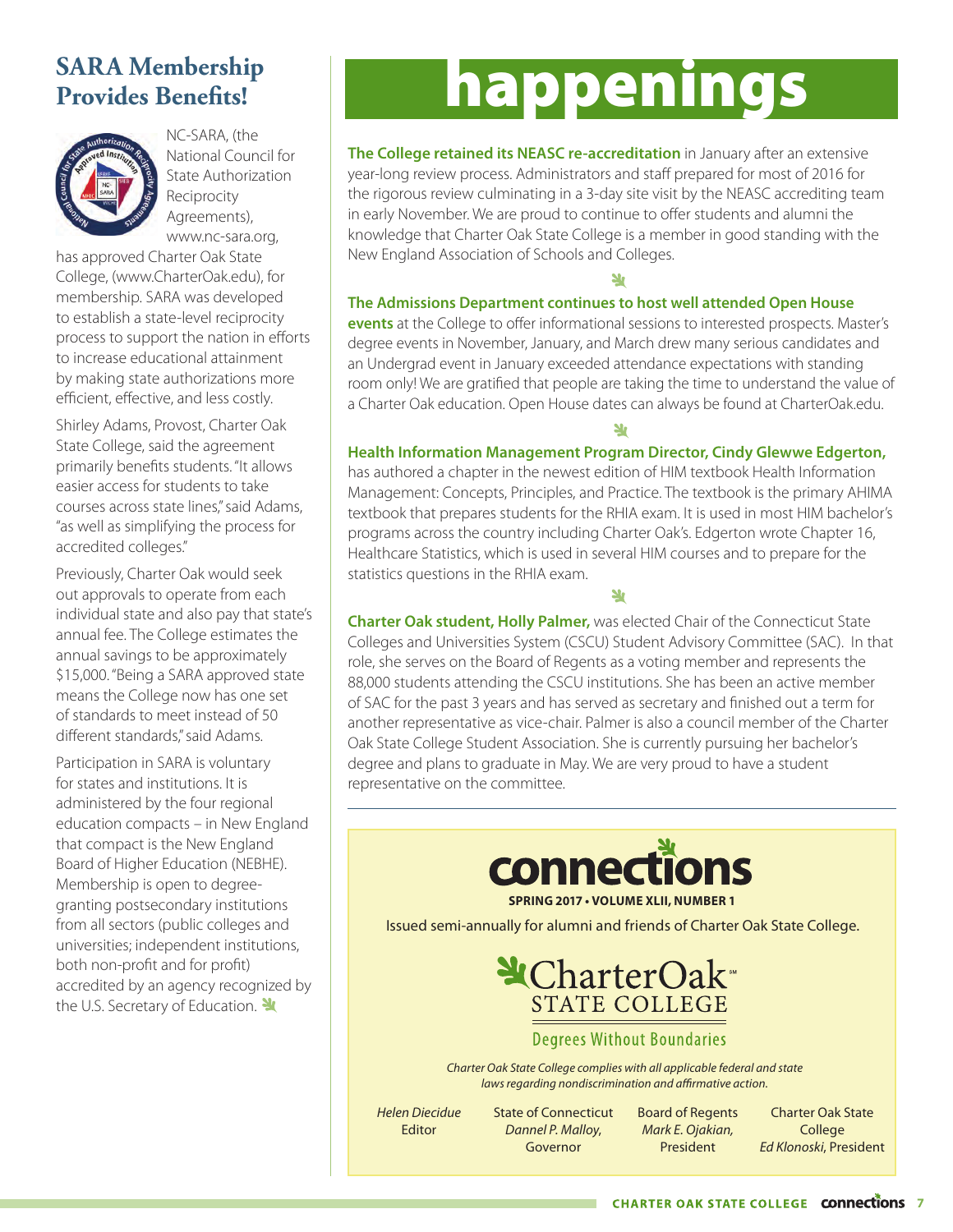## SARA Membership Provides Benefits!

NC-SARA, (the National Council for State Authorization Reciprocity Agreements), www.nc-sara.org, has approved Charter Oak State College, (www.CharterOak.edu), for membership. SARA was developed to establish a state-level reciprocity process to support the nation in efforts to increase educational attainment by making state authorizations more efficient, effective, and less costly.

Shirley Adams, Provost, Charter Oak State College, said the agreement primarily benefits students. "It allows easier access for students to take courses across state lines," said Adams, "as well as simplifying the process for accredited colleges."

Previously, Charter Oak would seek out approvals to operate from each individual state and also pay that state's annual fee. The College estimates the annual savings to be approximately $15,000. "Being a SARA approved state means the College now has one set of standards to meet instead of 50 different standards," said Adams.

Participation in SARA is voluntary for states and institutions. It is administered by the four regional education compacts – in New England that compact is the New England Board of Higher Education (NEBHE). Membership is open to degree-granting postsecondary institutions from all sectors (public colleges and universities; independent institutions, both non-profit and for profit) accredited by an agency recognized by the U.S. Secretary of Education.

# happenings

**The College retained its NEASC re-accreditation** in January after an extensive year-long review process. Administrators and staff prepared for most of 2016 for the rigorous review culminating in a 3-day site visit by the NEASC accrediting team in early November. We are proud to continue to offer students and alumni the knowledge that Charter Oak State College is a member in good standing with the New England Association of Schools and Colleges.

**The Admissions Department continues to host well attended Open House events** at the College to offer informational sessions to interested prospects. Master's degree events in November, January, and March drew many serious candidates and an Undergrad event in January exceeded attendance expectations with standing room only! We are gratified that people are taking the time to understand the value of a Charter Oak education. Open House dates can always be found at CharterOak.edu.

**Health Information Management Program Director, Cindy Glewwe Edgerton,** has authored a chapter in the newest edition of HIM textbook Health Information Management: Concepts, Principles, and Practice. The textbook is the primary AHIMA textbook that prepares students for the RHIA exam. It is used in most HIM bachelor's programs across the country including Charter Oak's. Edgerton wrote Chapter 16, Healthcare Statistics, which is used in several HIM courses and to prepare for the statistics questions in the RHIA exam.

**Charter Oak student, Holly Palmer,** was elected Chair of the Connecticut State Colleges and Universities System (CSCU) Student Advisory Committee (SAC). In that role, she serves on the Board of Regents as a voting member and represents the 88,000 students attending the CSCU institutions. She has been an active member of SAC for the past 3 years and has served as secretary and finished out a term for another representative as vice-chair. Palmer is also a council member of the Charter Oak State College Student Association. She is currently pursuing her bachelor's degree and plans to graduate in May. We are very proud to have a student representative on the committee.

---

**connections**

**SPRING 2017 • VOLUME XLII, NUMBER 1**

Issued semi-annually for alumni and friends of Charter Oak State College.

CharterOak STATE COLLEGE

Degrees Without Boundaries

*Charter Oak State College complies with all applicable federal and state laws regarding nondiscrimination and affirmative action.*

*Helen Diecidue*
Editor

State of Connecticut
*Dannel P. Malloy,*
Governor

Board of Regents
*Mark E. Ojakian,*
President

Charter Oak State College
*Ed Klonoski*, President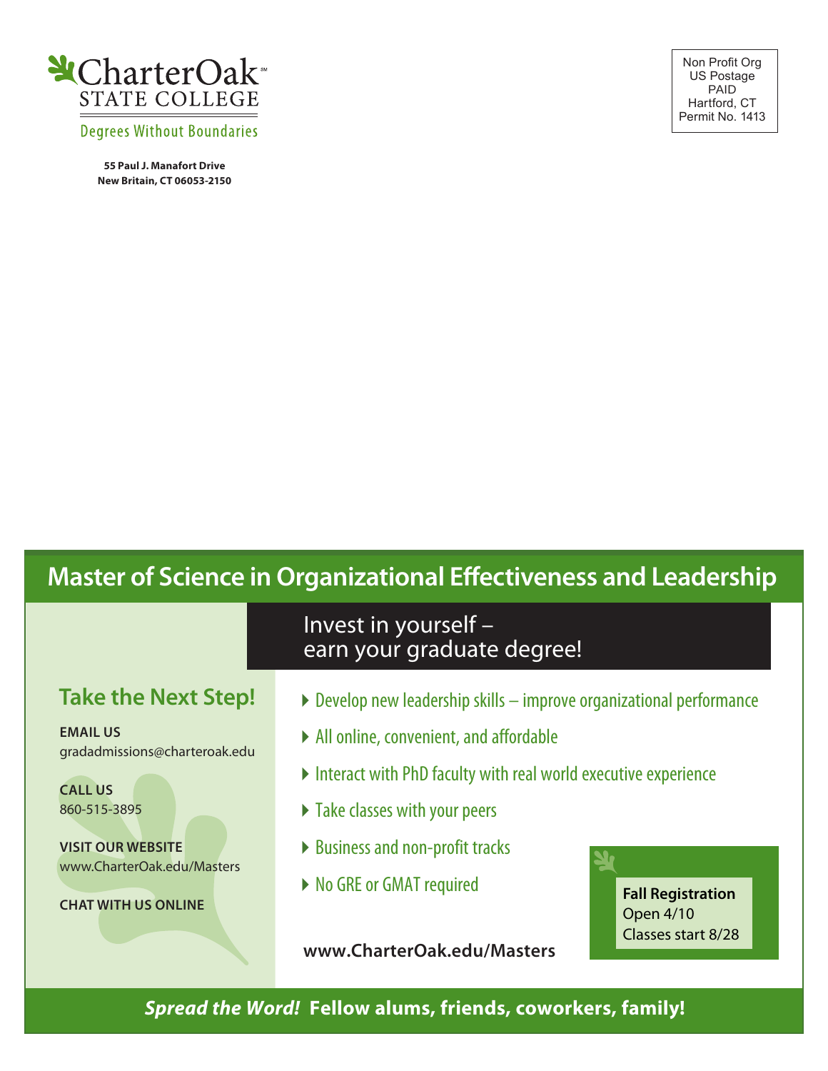CharterOak STATE COLLEGE

Degrees Without Boundaries

**55 Paul J. Manafort Drive**
**New Britain, CT 06053-2150**

Non Profit Org
US Postage
PAID
Hartford, CT
Permit No. 1413

# Master of Science in Organizational Effectiveness and Leadership

## Invest in yourself – earn your graduate degree!

## Take the Next Step!

**EMAIL US**
gradadmissions@charteroak.edu

**CALL US**
860-515-3895

**VISIT OUR WEBSITE**
www.CharterOak.edu/Masters

**CHAT WITH US ONLINE**

- Develop new leadership skills – improve organizational performance
- All online, convenient, and affordable
- Interact with PhD faculty with real world executive experience
- Take classes with your peers
- Business and non-profit tracks
- No GRE or GMAT required

**www.CharterOak.edu/Masters**

**Fall Registration**
Open 4/10
Classes start 8/28

***Spread the Word!*** **Fellow alums, friends, coworkers, family!**